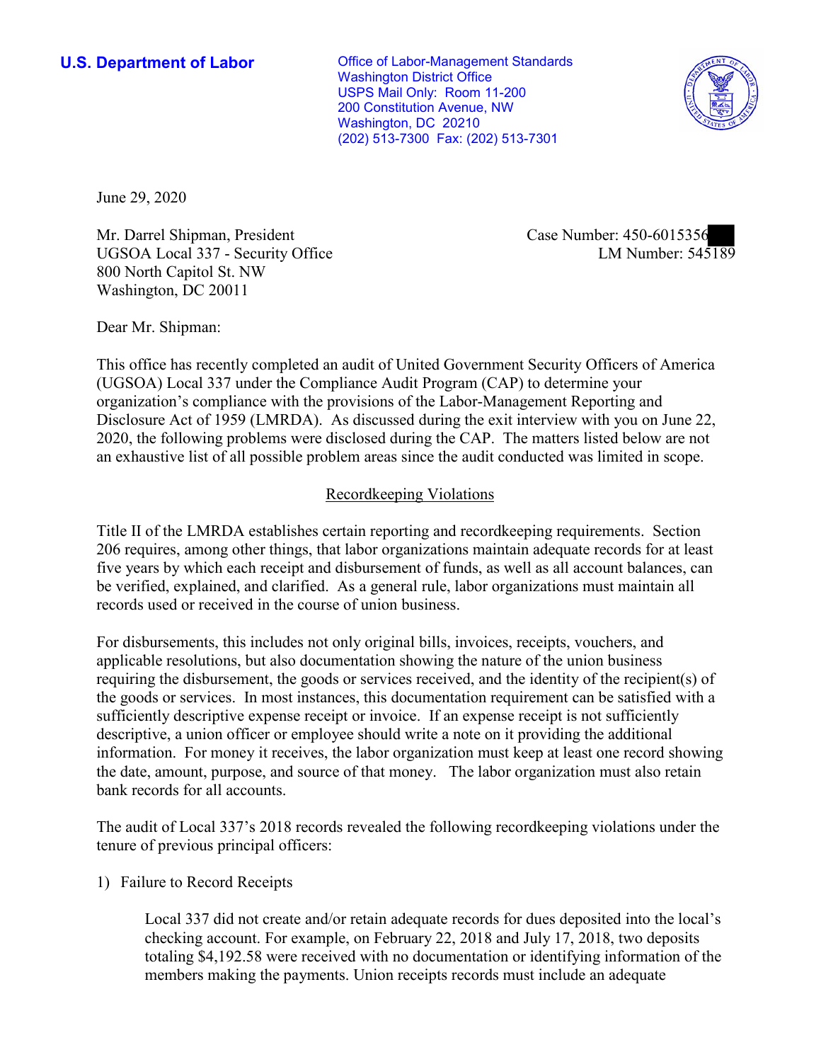**U.S. Department of Labor**

Office of Labor-Management Standards
Washington District Office
USPS Mail Only: Room 11-200
200 Constitution Avenue, NW
Washington, DC 20210
(202) 513-7300 Fax: (202) 513-7301

June 29, 2020

Mr. Darrel Shipman, President
UGSOA Local 337 - Security Office
800 North Capitol St. NW
Washington, DC 20011

Case Number: 450-6015356
LM Number: 545189

Dear Mr. Shipman:

This office has recently completed an audit of United Government Security Officers of America (UGSOA) Local 337 under the Compliance Audit Program (CAP) to determine your organization's compliance with the provisions of the Labor-Management Reporting and Disclosure Act of 1959 (LMRDA). As discussed during the exit interview with you on June 22, 2020, the following problems were disclosed during the CAP. The matters listed below are not an exhaustive list of all possible problem areas since the audit conducted was limited in scope.

Recordkeeping Violations

Title II of the LMRDA establishes certain reporting and recordkeeping requirements. Section 206 requires, among other things, that labor organizations maintain adequate records for at least five years by which each receipt and disbursement of funds, as well as all account balances, can be verified, explained, and clarified. As a general rule, labor organizations must maintain all records used or received in the course of union business.

For disbursements, this includes not only original bills, invoices, receipts, vouchers, and applicable resolutions, but also documentation showing the nature of the union business requiring the disbursement, the goods or services received, and the identity of the recipient(s) of the goods or services. In most instances, this documentation requirement can be satisfied with a sufficiently descriptive expense receipt or invoice. If an expense receipt is not sufficiently descriptive, a union officer or employee should write a note on it providing the additional information. For money it receives, the labor organization must keep at least one record showing the date, amount, purpose, and source of that money. The labor organization must also retain bank records for all accounts.

The audit of Local 337's 2018 records revealed the following recordkeeping violations under the tenure of previous principal officers:

1) Failure to Record Receipts

   Local 337 did not create and/or retain adequate records for dues deposited into the local's checking account. For example, on February 22, 2018 and July 17, 2018, two deposits totaling $4,192.58 were received with no documentation or identifying information of the members making the payments. Union receipts records must include an adequate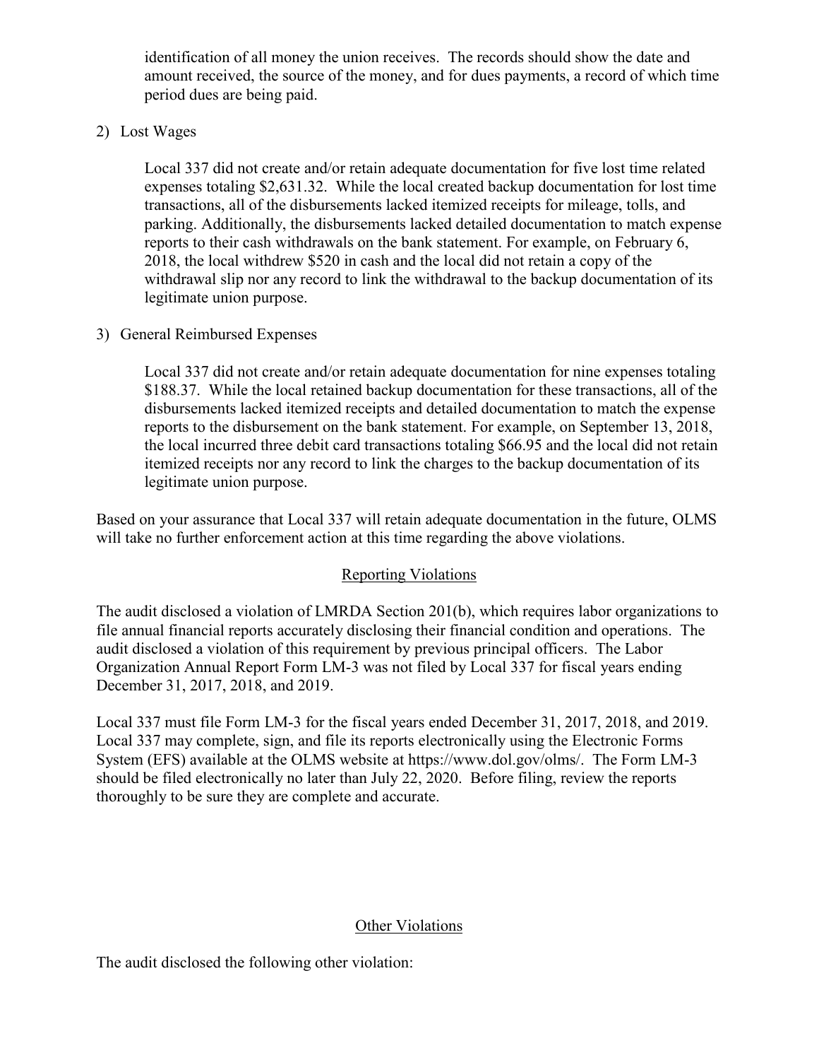identification of all money the union receives. The records should show the date and amount received, the source of the money, and for dues payments, a record of which time period dues are being paid.

2) Lost Wages

Local 337 did not create and/or retain adequate documentation for five lost time related expenses totaling $2,631.32. While the local created backup documentation for lost time transactions, all of the disbursements lacked itemized receipts for mileage, tolls, and parking. Additionally, the disbursements lacked detailed documentation to match expense reports to their cash withdrawals on the bank statement. For example, on February 6, 2018, the local withdrew $520 in cash and the local did not retain a copy of the withdrawal slip nor any record to link the withdrawal to the backup documentation of its legitimate union purpose.

3) General Reimbursed Expenses

Local 337 did not create and/or retain adequate documentation for nine expenses totaling $188.37. While the local retained backup documentation for these transactions, all of the disbursements lacked itemized receipts and detailed documentation to match the expense reports to the disbursement on the bank statement. For example, on September 13, 2018, the local incurred three debit card transactions totaling $66.95 and the local did not retain itemized receipts nor any record to link the charges to the backup documentation of its legitimate union purpose.

Based on your assurance that Local 337 will retain adequate documentation in the future, OLMS will take no further enforcement action at this time regarding the above violations.

## Reporting Violations

The audit disclosed a violation of LMRDA Section 201(b), which requires labor organizations to file annual financial reports accurately disclosing their financial condition and operations. The audit disclosed a violation of this requirement by previous principal officers. The Labor Organization Annual Report Form LM-3 was not filed by Local 337 for fiscal years ending December 31, 2017, 2018, and 2019.

Local 337 must file Form LM-3 for the fiscal years ended December 31, 2017, 2018, and 2019. Local 337 may complete, sign, and file its reports electronically using the Electronic Forms System (EFS) available at the OLMS website at https://www.dol.gov/olms/. The Form LM-3 should be filed electronically no later than July 22, 2020. Before filing, review the reports thoroughly to be sure they are complete and accurate.

## Other Violations

The audit disclosed the following other violation: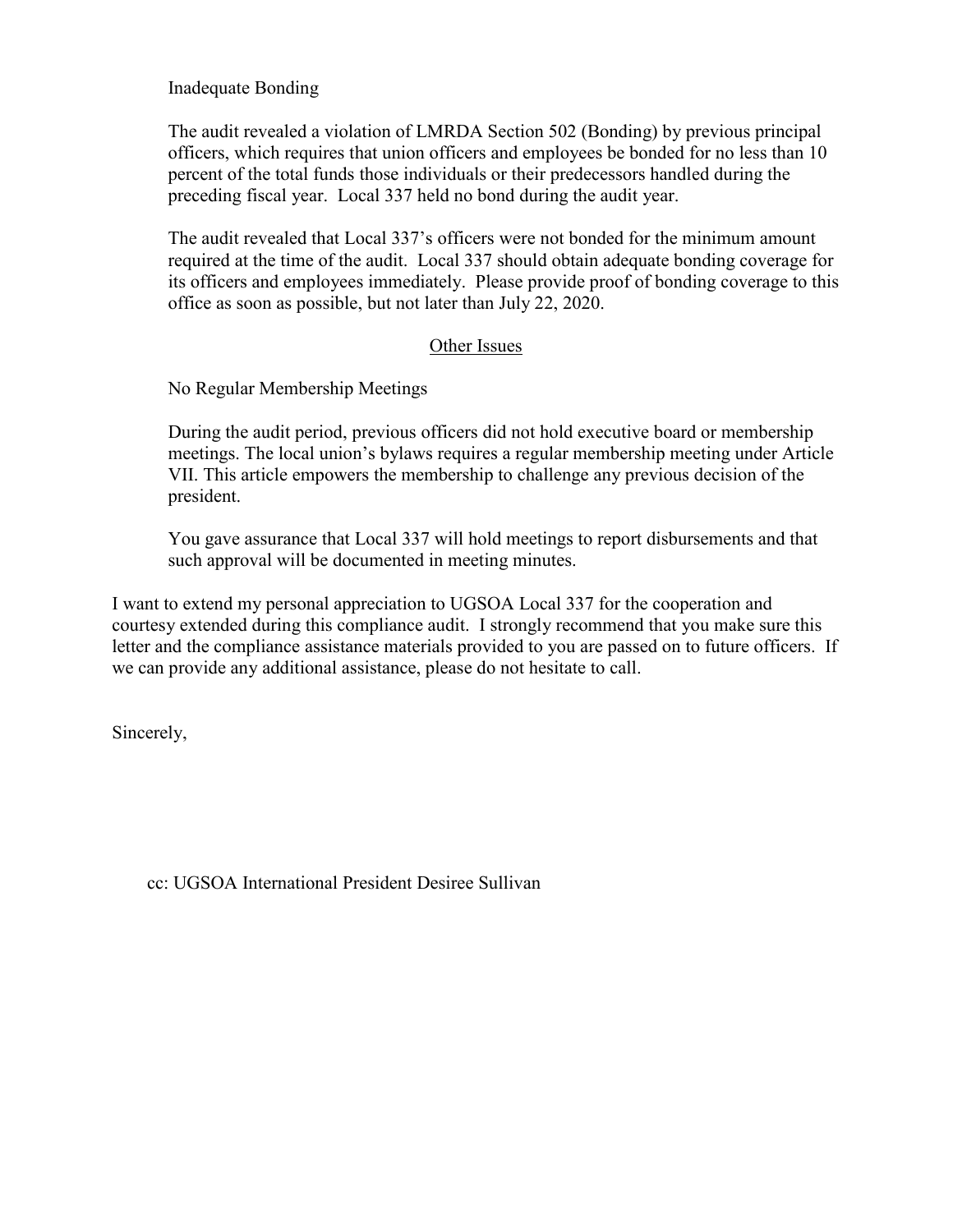Inadequate Bonding

The audit revealed a violation of LMRDA Section 502 (Bonding) by previous principal officers, which requires that union officers and employees be bonded for no less than 10 percent of the total funds those individuals or their predecessors handled during the preceding fiscal year. Local 337 held no bond during the audit year.

The audit revealed that Local 337's officers were not bonded for the minimum amount required at the time of the audit. Local 337 should obtain adequate bonding coverage for its officers and employees immediately. Please provide proof of bonding coverage to this office as soon as possible, but not later than July 22, 2020.

## Other Issues

No Regular Membership Meetings

During the audit period, previous officers did not hold executive board or membership meetings. The local union's bylaws requires a regular membership meeting under Article VII. This article empowers the membership to challenge any previous decision of the president.

You gave assurance that Local 337 will hold meetings to report disbursements and that such approval will be documented in meeting minutes.

I want to extend my personal appreciation to UGSOA Local 337 for the cooperation and courtesy extended during this compliance audit. I strongly recommend that you make sure this letter and the compliance assistance materials provided to you are passed on to future officers. If we can provide any additional assistance, please do not hesitate to call.

Sincerely,

cc: UGSOA International President Desiree Sullivan